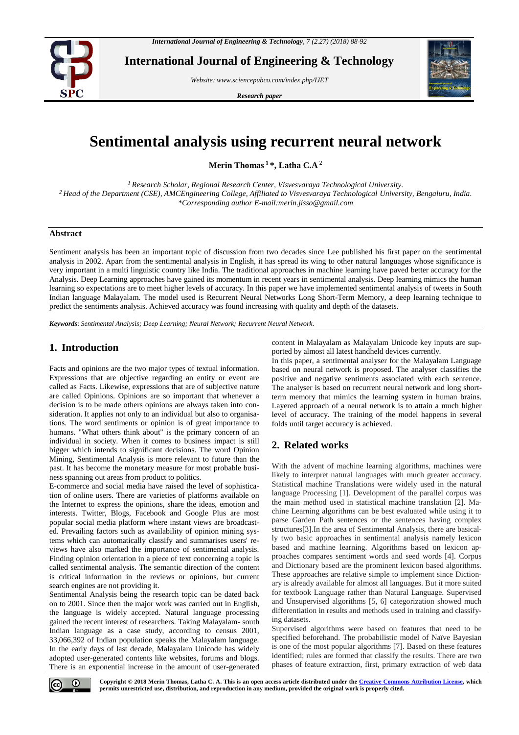# Sentimental analysis using recurrent neural network

**Merin Thomas [1] *, Latha C.A [2]**

[1] *Research Scholar, Regional Research Center, Visvesvaraya Technological University.*
[2] *Head of the Department (CSE), AMCEngineering College, Affiliated to Visvesvaraya Technological University, Bengaluru, India.*
*\*Corresponding author E-mail:merin.jisso@gmail.com*

## Abstract

Sentiment analysis has been an important topic of discussion from two decades since Lee published his first paper on the sentimental analysis in 2002. Apart from the sentimental analysis in English, it has spread its wing to other natural languages whose significance is very important in a multi linguistic country like India. The traditional approaches in machine learning have paved better accuracy for the Analysis. Deep Learning approaches have gained its momentum in recent years in sentimental analysis. Deep learning mimics the human learning so expectations are to meet higher levels of accuracy. In this paper we have implemented sentimental analysis of tweets in South Indian language Malayalam. The model used is Recurrent Neural Networks Long Short-Term Memory, a deep learning technique to predict the sentiments analysis. Achieved accuracy was found increasing with quality and depth of the datasets.

***Keywords***: *Sentimental Analysis; Deep Learning; Neural Network; Recurrent Neural Network.*

## 1. Introduction

Facts and opinions are the two major types of textual information. Expressions that are objective regarding an entity or event are called as Facts. Likewise, expressions that are of subjective nature are called Opinions. Opinions are so important that whenever a decision is to be made others opinions are always taken into consideration. It applies not only to an individual but also to organisations. The word sentiments or opinion is of great importance to humans. "What others think about" is the primary concern of an individual in society. When it comes to business impact is still bigger which intends to significant decisions. The word Opinion Mining, Sentimental Analysis is more relevant to future than the past. It has become the monetary measure for most probable business spanning out areas from product to politics.

E-commerce and social media have raised the level of sophistication of online users. There are varieties of platforms available on the Internet to express the opinions, share the ideas, emotion and interests. Twitter, Blogs, Facebook and Google Plus are most popular social media platform where instant views are broadcasted. Prevailing factors such as availability of opinion mining systems which can automatically classify and summarises users' reviews have also marked the importance of sentimental analysis. Finding opinion orientation in a piece of text concerning a topic is called sentimental analysis. Sentimental direction of the content is critical information in the reviews or opinions, but current search engines are not providing it.

Sentimental Analysis being the research topic can be dated back on to 2001. Since then the major work was carried out in English, the language is widely accepted. Natural language processing gained the recent interest of researchers. Taking Malayalam- south Indian language as a case study, according to census 2001, 33,066,392 of Indian population speaks the Malayalam language. In the early days of last decade, Malayalam Unicode has widely adopted user-generated contents like websites, forums and blogs. There is an exponential increase in the amount of user-generated content in Malayalam as Malayalam Unicode key inputs are supported by almost all latest handheld devices currently.

In this paper, a sentimental analyser for the Malayalam Language based on neural network is proposed. The analyser classifies the positive and negative sentiments associated with each sentence. The analyser is based on recurrent neural network and long short-term memory that mimics the learning system in human brains. Layered approach of a neural network is to attain a much higher level of accuracy. The training of the model happens in several folds until target accuracy is achieved.

## 2. Related works

With the advent of machine learning algorithms, machines were likely to interpret natural languages with much greater accuracy. Statistical machine Translations were widely used in the natural language Processing [1]. Development of the parallel corpus was the main method used in statistical machine translation [2]. Machine Learning algorithms can be best evaluated while using it to parse Garden Path sentences or the sentences having complex structures[3].In the area of Sentimental Analysis, there are basically two basic approaches in sentimental analysis namely lexicon based and machine learning. Algorithms based on lexicon approaches compares sentiment words and seed words [4]. Corpus and Dictionary based are the prominent lexicon based algorithms. These approaches are relative simple to implement since Dictionary is already available for almost all languages. But it more suited for textbook Language rather than Natural Language. Supervised and Unsupervised algorithms [5, 6] categorization showed much differentiation in results and methods used in training and classifying datasets.

Supervised algorithms were based on features that need to be specified beforehand. The probabilistic model of Naïve Bayesian is one of the most popular algorithms [7]. Based on these features identified; rules are formed that classify the results. There are two phases of feature extraction, first, primary extraction of web data

**Copyright © 2018 Merin Thomas, Latha C. A. This is an open access article distributed under the Creative Commons Attribution License, which permits unrestricted use, distribution, and reproduction in any medium, provided the original work is properly cited.**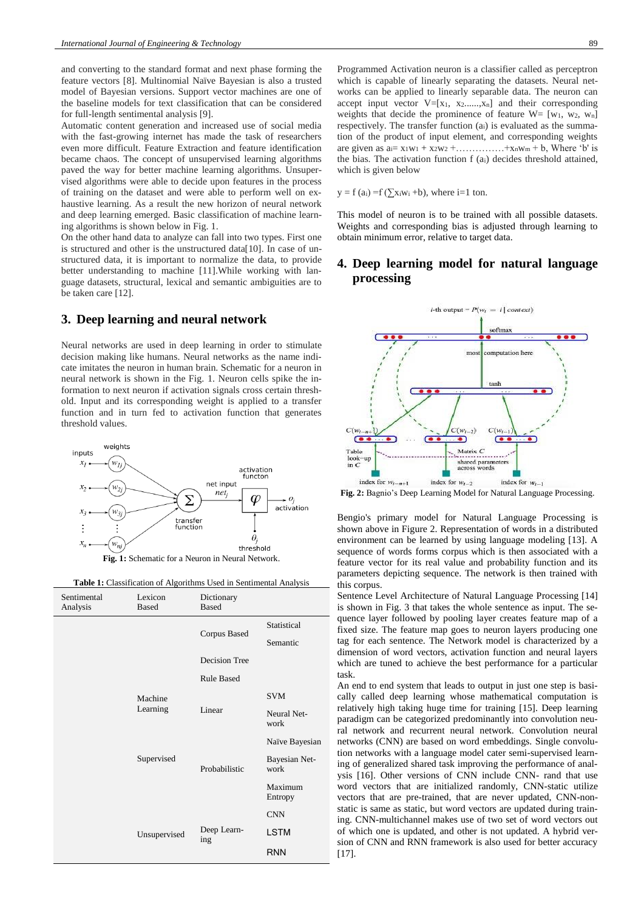and converting to the standard format and next phase forming the feature vectors [8]. Multinomial Naïve Bayesian is also a trusted model of Bayesian versions. Support vector machines are one of the baseline models for text classification that can be considered for full-length sentimental analysis [9].

Automatic content generation and increased use of social media with the fast-growing internet has made the task of researchers even more difficult. Feature Extraction and feature identification became chaos. The concept of unsupervised learning algorithms paved the way for better machine learning algorithms. Unsupervised algorithms were able to decide upon features in the process of training on the dataset and were able to perform well on exhaustive learning. As a result the new horizon of neural network and deep learning emerged. Basic classification of machine learning algorithms is shown below in Fig. 1.

On the other hand data to analyze can fall into two types. First one is structured and other is the unstructured data[10]. In case of unstructured data, it is important to normalize the data, to provide better understanding to machine [11].While working with language datasets, structural, lexical and semantic ambiguities are to be taken care [12].

# 3. Deep learning and neural network

Neural networks are used in deep learning in order to stimulate decision making like humans. Neural networks as the name indicate imitates the neuron in human brain. Schematic for a neuron in neural network is shown in the Fig. 1. Neuron cells spike the information to next neuron if activation signals cross certain threshold. Input and its corresponding weight is applied to a transfer function and in turn fed to activation function that generates threshold values.

**Fig. 1:** Schematic for a Neuron in Neural Network.

**Table 1:** Classification of Algorithms Used in Sentimental Analysis

| Sentimental Analysis | Lexicon Based | Dictionary Based | |
|---|---|---|---|
| | | Corpus Based | Statistical |
| | | | Semantic |
| | | Decision Tree | |
| | | Rule Based | |
| | Machine Learning | Linear | SVM |
| | | | Neural Network |
| | | | Naïve Bayesian |
| | Supervised | Probabilistic | Bayesian Network |
| | | | Maximum Entropy |
| | | | CNN |
| | Unsupervised | Deep Learning | LSTM |
| | | | RNN |

Programmed Activation neuron is a classifier called as perceptron which is capable of linearly separating the datasets. Neural networks can be applied to linearly separable data. The neuron can accept input vector $V=[x_1, x_2......,x_n]$ and their corresponding weights that decide the prominence of feature $W= [w_1, w_2, w_n]$ respectively. The transfer function ($a_i$) is evaluated as the summation of the product of input element, and corresponding weights are given as $a_i= x_1w_1 + x_2w_2 +\ldots\ldots\ldots\ldots+x_nw_m + b$, Where 'b' is the bias. The activation function f ($a_i$) decides threshold attained, which is given below

$y = f(a_i) = f(\sum x_iw_i + b)$, where i=1 ton.

This model of neuron is to be trained with all possible datasets. Weights and corresponding bias is adjusted through learning to obtain minimum error, relative to target data.

# 4. Deep learning model for natural language processing

**Fig. 2:** Bagnio's Deep Learning Model for Natural Language Processing.

Bengio's primary model for Natural Language Processing is shown above in Figure 2. Representation of words in a distributed environment can be learned by using language modeling [13]. A sequence of words forms corpus which is then associated with a feature vector for its real value and probability function and its parameters depicting sequence. The network is then trained with this corpus.

Sentence Level Architecture of Natural Language Processing [14] is shown in Fig. 3 that takes the whole sentence as input. The sequence layer followed by pooling layer creates feature map of a fixed size. The feature map goes to neuron layers producing one tag for each sentence. The Network model is characterized by a dimension of word vectors, activation function and neural layers which are tuned to achieve the best performance for a particular task.

An end to end system that leads to output in just one step is basically called deep learning whose mathematical computation is relatively high taking huge time for training [15]. Deep learning paradigm can be categorized predominantly into convolution neural network and recurrent neural network. Convolution neural networks (CNN) are based on word embeddings. Single convolution networks with a language model cater semi-supervised learning of generalized shared task improving the performance of analysis [16]. Other versions of CNN include CNN- rand that use word vectors that are initialized randomly, CNN-static utilize vectors that are pre-trained, that are never updated, CNN-nonstatic is same as static, but word vectors are updated during training. CNN-multichannel makes use of two set of word vectors out of which one is updated, and other is not updated. A hybrid version of CNN and RNN framework is also used for better accuracy [17].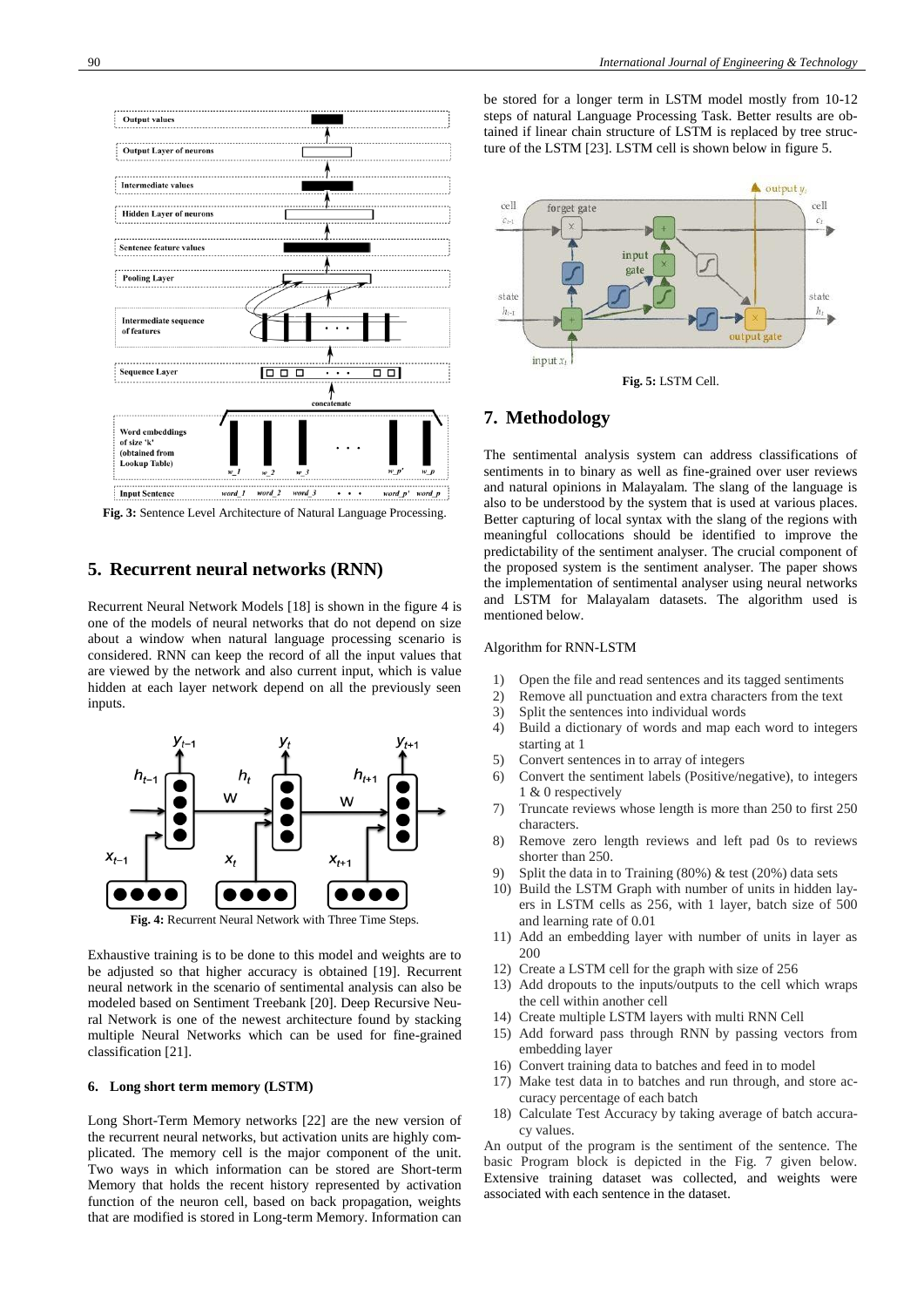Fig. 3: Sentence Level Architecture of Natural Language Processing.

## 5. Recurrent neural networks (RNN)

Recurrent Neural Network Models [18] is shown in the figure 4 is one of the models of neural networks that do not depend on size about a window when natural language processing scenario is considered. RNN can keep the record of all the input values that are viewed by the network and also current input, which is value hidden at each layer network depend on all the previously seen inputs.

Fig. 4: Recurrent Neural Network with Three Time Steps.

Exhaustive training is to be done to this model and weights are to be adjusted so that higher accuracy is obtained [19]. Recurrent neural network in the scenario of sentimental analysis can also be modeled based on Sentiment Treebank [20]. Deep Recursive Neural Network is one of the newest architecture found by stacking multiple Neural Networks which can be used for fine-grained classification [21].

### 6. Long short term memory (LSTM)

Long Short-Term Memory networks [22] are the new version of the recurrent neural networks, but activation units are highly complicated. The memory cell is the major component of the unit. Two ways in which information can be stored are Short-term Memory that holds the recent history represented by activation function of the neuron cell, based on back propagation, weights that are modified is stored in Long-term Memory. Information can be stored for a longer term in LSTM model mostly from 10-12 steps of natural Language Processing Task. Better results are obtained if linear chain structure of LSTM is replaced by tree structure of the LSTM [23]. LSTM cell is shown below in figure 5.

Fig. 5: LSTM Cell.

## 7. Methodology

The sentimental analysis system can address classifications of sentiments in to binary as well as fine-grained over user reviews and natural opinions in Malayalam. The slang of the language is also to be understood by the system that is used at various places. Better capturing of local syntax with the slang of the regions with meaningful collocations should be identified to improve the predictability of the sentiment analyser. The crucial component of the proposed system is the sentiment analyser. The paper shows the implementation of sentimental analyser using neural networks and LSTM for Malayalam datasets. The algorithm used is mentioned below.

Algorithm for RNN-LSTM

1) Open the file and read sentences and its tagged sentiments
2) Remove all punctuation and extra characters from the text
3) Split the sentences into individual words
4) Build a dictionary of words and map each word to integers starting at 1
5) Convert sentences in to array of integers
6) Convert the sentiment labels (Positive/negative), to integers 1 & 0 respectively
7) Truncate reviews whose length is more than 250 to first 250 characters.
8) Remove zero length reviews and left pad 0s to reviews shorter than 250.
9) Split the data in to Training (80%) & test (20%) data sets
10) Build the LSTM Graph with number of units in hidden layers in LSTM cells as 256, with 1 layer, batch size of 500 and learning rate of 0.01
11) Add an embedding layer with number of units in layer as 200
12) Create a LSTM cell for the graph with size of 256
13) Add dropouts to the inputs/outputs to the cell which wraps the cell within another cell
14) Create multiple LSTM layers with multi RNN Cell
15) Add forward pass through RNN by passing vectors from embedding layer
16) Convert training data to batches and feed in to model
17) Make test data in to batches and run through, and store accuracy percentage of each batch
18) Calculate Test Accuracy by taking average of batch accuracy values.

An output of the program is the sentiment of the sentence. The basic Program block is depicted in the Fig. 7 given below. Extensive training dataset was collected, and weights were associated with each sentence in the dataset.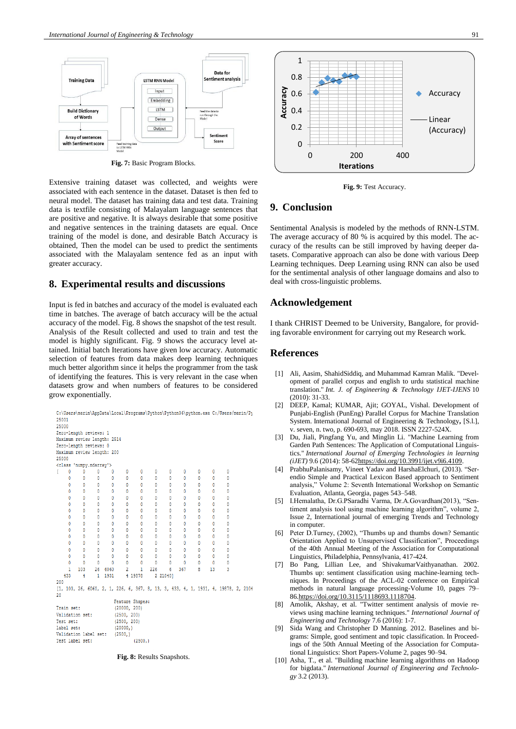Fig. 7: Basic Program Blocks.

Extensive training dataset was collected, and weights were associated with each sentence in the dataset. Dataset is then fed to neural model. The dataset has training data and test data. Training data is textfile consisting of Malayalam language sentences that are positive and negative. It is always desirable that some positive and negative sentences in the training datasets are equal. Once training of the model is done, and desirable Batch Accuracy is obtained, Then the model can be used to predict the sentiments associated with the Malayalam sentence fed as an input with greater accuracy.

## 8. Experimental results and discussions

Input is fed in batches and accuracy of the model is evaluated each time in batches. The average of batch accuracy will be the actual accuracy of the model. Fig. 8 shows the snapshot of the test result. Analysis of the Result collected and used to train and test the model is highly significant. Fig. 9 shows the accuracy level attained. Initial batch Iterations have given low accuracy. Automatic selection of features from data makes deep learning techniques much better algorithm since it helps the programmer from the task of identifying the features. This is very relevant in the case when datasets grow and when numbers of features to be considered grow exponentially.

Fig. 8: Results Snapshots.

Fig. 9: Test Accuracy.

## 9. Conclusion

Sentimental Analysis is modeled by the methods of RNN-LSTM. The average accuracy of 80 % is acquired by this model. The accuracy of the results can be still improved by having deeper datasets. Comparative approach can also be done with various Deep Learning techniques. Deep Learning using RNN can also be used for the sentimental analysis of other language domains and also to deal with cross-linguistic problems.

## Acknowledgement

I thank CHRIST Deemed to be University, Bangalore, for providing favorable environment for carrying out my Research work.

## References

[1] Ali, Aasim, ShahidSiddiq, and Muhammad Kamran Malik. "Development of parallel corpus and english to urdu statistical machine translation." *Int. J. of Engineering & Technology IJET-IJENS* 10 (2010): 31-33.

[2] DEEP, Kamal; KUMAR, Ajit; GOYAL, Vishal. Development of Punjabi-English (PunEng) Parallel Corpus for Machine Translation System. International Journal of Engineering & Technology, [S.l.], v. seven, n. two, p. 690-693, may 2018. ISSN 2227-524X.

[3] Du, Jiali, Pingfang Yu, and Minglin Li. "Machine Learning from Garden Path Sentences: The Application of Computational Linguistics." *International Journal of Emerging Technologies in learning (iJET)* 9.6 (2014): 58-62https://doi.org/10.3991/ijet.v9i6.4109.

[4] PrabhuPalanisamy, Vineet Yadav and HarshaElchuri, (2013). "Serendio Simple and Practical Lexicon Based approach to Sentiment analysis," Volume 2: Seventh International Workshop on Semantic Evaluation, Atlanta, Georgia, pages 543–548.

[5] I.Hemalatha, Dr.G.PSaradhi Varma, Dr.A.Govardhan(2013), "Sentiment analysis tool using machine learning algorithm", volume 2, Issue 2, International journal of emerging Trends and Technology in computer.

[6] Peter D.Turney, (2002), "Thumbs up and thumbs down? Semantic Orientation Applied to Unsupervised Classification", Proceedings of the 40th Annual Meeting of the Association for Computational Linguistics, Philadelphia, Pennsylvania, 417-424.

[7] Bo Pang, Lillian Lee, and ShivakumarVaithyanathan. 2002. Thumbs up: sentiment classification using machine-learning techniques. In Proceedings of the ACL-02 conference on Empirical methods in natural language processing-Volume 10, pages 79–86.https://doi.org/10.3115/1118693.1118704.

[8] Amolik, Akshay, et al. "Twitter sentiment analysis of movie reviews using machine learning techniques." *International Journal of Engineering and Technology* 7.6 (2016): 1-7.

[9] Sida Wang and Christopher D Manning. 2012. Baselines and bigrams: Simple, good sentiment and topic classification. In Proceedings of the 50th Annual Meeting of the Association for Computational Linguistics: Short Papers-Volume 2, pages 90–94.

[10] Asha, T., et al. "Building machine learning algorithms on Hadoop for bigdata." *International Journal of Engineering and Technology* 3.2 (2013).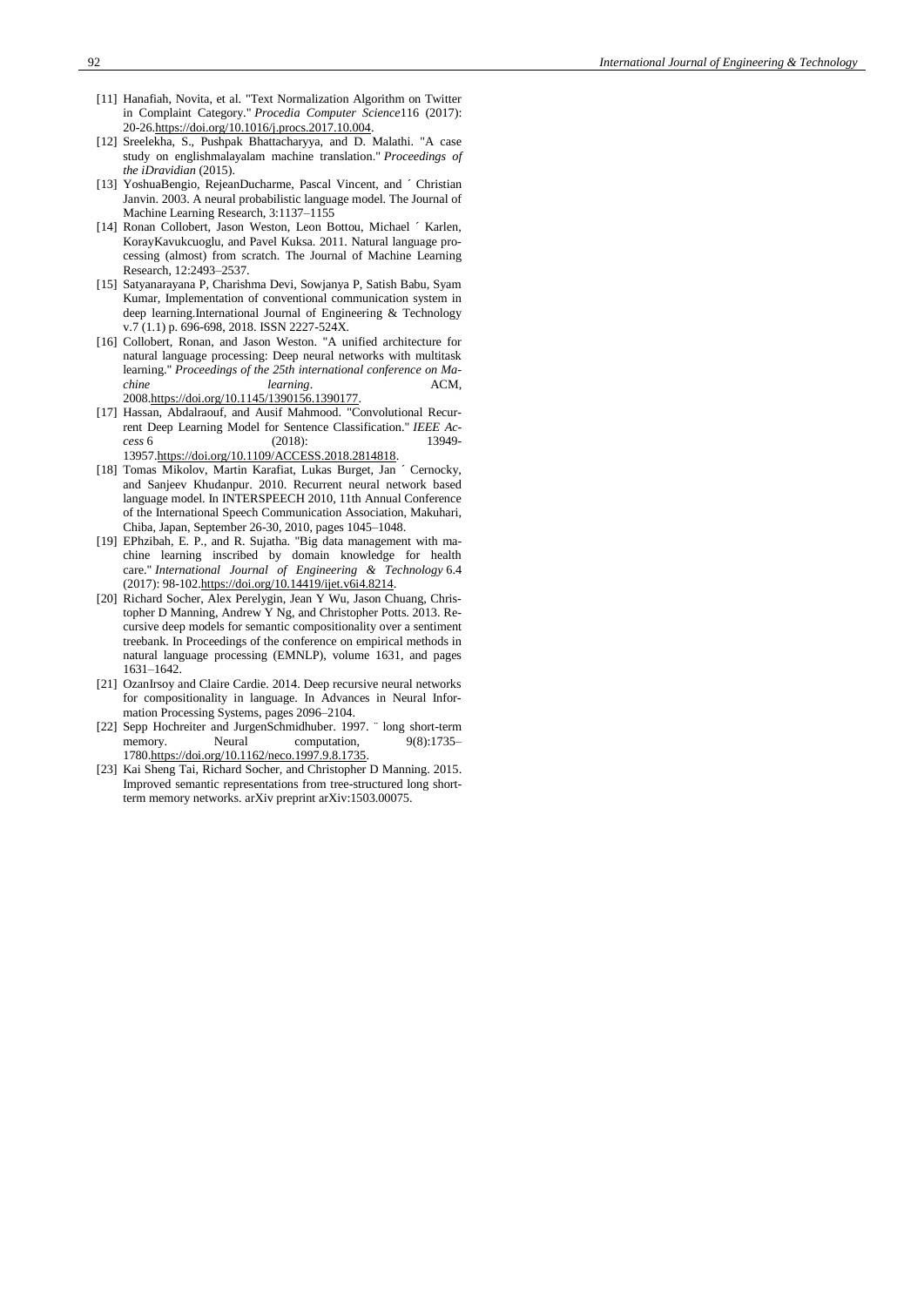[11] Hanafiah, Novita, et al. "Text Normalization Algorithm on Twitter in Complaint Category." *Procedia Computer Science*116 (2017): 20-26.https://doi.org/10.1016/j.procs.2017.10.004.

[12] Sreelekha, S., Pushpak Bhattacharyya, and D. Malathi. "A case study on englishmalayalam machine translation." *Proceedings of the iDravidian* (2015).

[13] YoshuaBengio, RejeanDucharme, Pascal Vincent, and ´ Christian Janvin. 2003. A neural probabilistic language model. The Journal of Machine Learning Research, 3:1137–1155

[14] Ronan Collobert, Jason Weston, Leon Bottou, Michael ´ Karlen, KorayKavukcuoglu, and Pavel Kuksa. 2011. Natural language processing (almost) from scratch. The Journal of Machine Learning Research, 12:2493–2537.

[15] Satyanarayana P, Charishma Devi, Sowjanya P, Satish Babu, Syam Kumar, Implementation of conventional communication system in deep learning.International Journal of Engineering & Technology v.7 (1.1) p. 696-698, 2018. ISSN 2227-524X.

[16] Collobert, Ronan, and Jason Weston. "A unified architecture for natural language processing: Deep neural networks with multitask learning." *Proceedings of the 25th international conference on Machine learning*. ACM, 2008.https://doi.org/10.1145/1390156.1390177.

[17] Hassan, Abdalraouf, and Ausif Mahmood. "Convolutional Recurrent Deep Learning Model for Sentence Classification." *IEEE Access* 6 (2018): 13949-13957.https://doi.org/10.1109/ACCESS.2018.2814818.

[18] Tomas Mikolov, Martin Karafiat, Lukas Burget, Jan ´ Cernocky, and Sanjeev Khudanpur. 2010. Recurrent neural network based language model. In INTERSPEECH 2010, 11th Annual Conference of the International Speech Communication Association, Makuhari, Chiba, Japan, September 26-30, 2010, pages 1045–1048.

[19] EPhzibah, E. P., and R. Sujatha. "Big data management with machine learning inscribed by domain knowledge for health care." *International Journal of Engineering & Technology* 6.4 (2017): 98-102.https://doi.org/10.14419/ijet.v6i4.8214.

[20] Richard Socher, Alex Perelygin, Jean Y Wu, Jason Chuang, Christopher D Manning, Andrew Y Ng, and Christopher Potts. 2013. Recursive deep models for semantic compositionality over a sentiment treebank. In Proceedings of the conference on empirical methods in natural language processing (EMNLP), volume 1631, and pages 1631–1642.

[21] OzanIrsoy and Claire Cardie. 2014. Deep recursive neural networks for compositionality in language. In Advances in Neural Information Processing Systems, pages 2096–2104.

[22] Sepp Hochreiter and JurgenSchmidhuber. 1997. ¨ long short-term memory. Neural computation, 9(8):1735–1780.https://doi.org/10.1162/neco.1997.9.8.1735.

[23] Kai Sheng Tai, Richard Socher, and Christopher D Manning. 2015. Improved semantic representations from tree-structured long short-term memory networks. arXiv preprint arXiv:1503.00075.